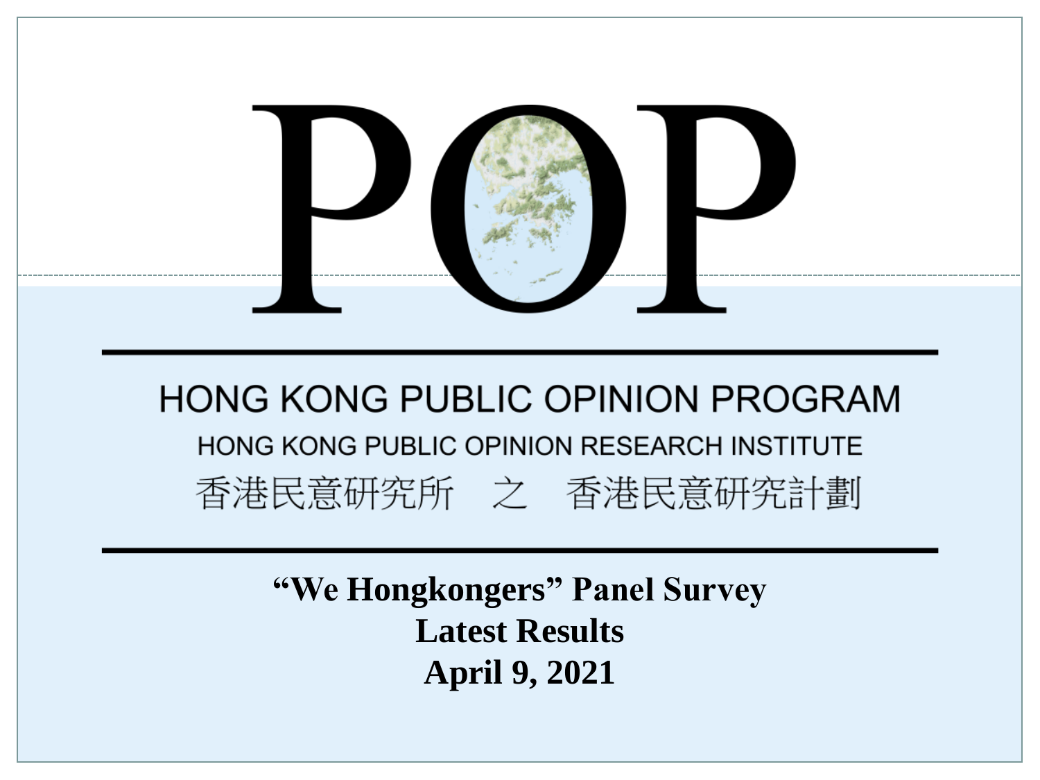# POP

## HONG KONG PUBLIC OPINION PROGRAM

HONG KONG PUBLIC OPINION RESEARCH INSTITUTE

香港民意研究所　之　香港民意研究計劃

**“We Hongkongers” Panel Survey**

**Latest Results**

**April 9, 2021**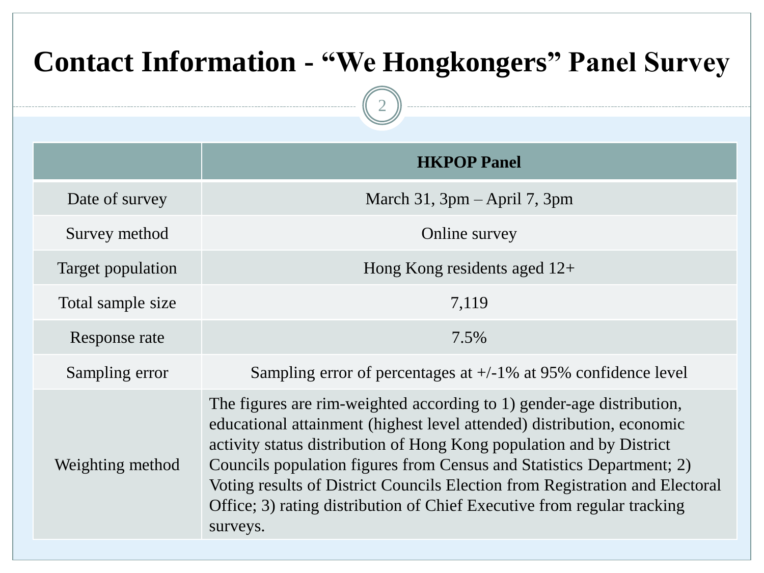# Contact Information - "We Hongkongers" Panel Survey

| | HKPOP Panel |
|---|---|
| Date of survey | March 31, 3pm – April 7, 3pm |
| Survey method | Online survey |
| Target population | Hong Kong residents aged 12+ |
| Total sample size | 7,119 |
| Response rate | 7.5% |
| Sampling error | Sampling error of percentages at +/-1% at 95% confidence level |
| Weighting method | The figures are rim-weighted according to 1) gender-age distribution, educational attainment (highest level attended) distribution, economic activity status distribution of Hong Kong population and by District Councils population figures from Census and Statistics Department; 2) Voting results of District Councils Election from Registration and Electoral Office; 3) rating distribution of Chief Executive from regular tracking surveys. |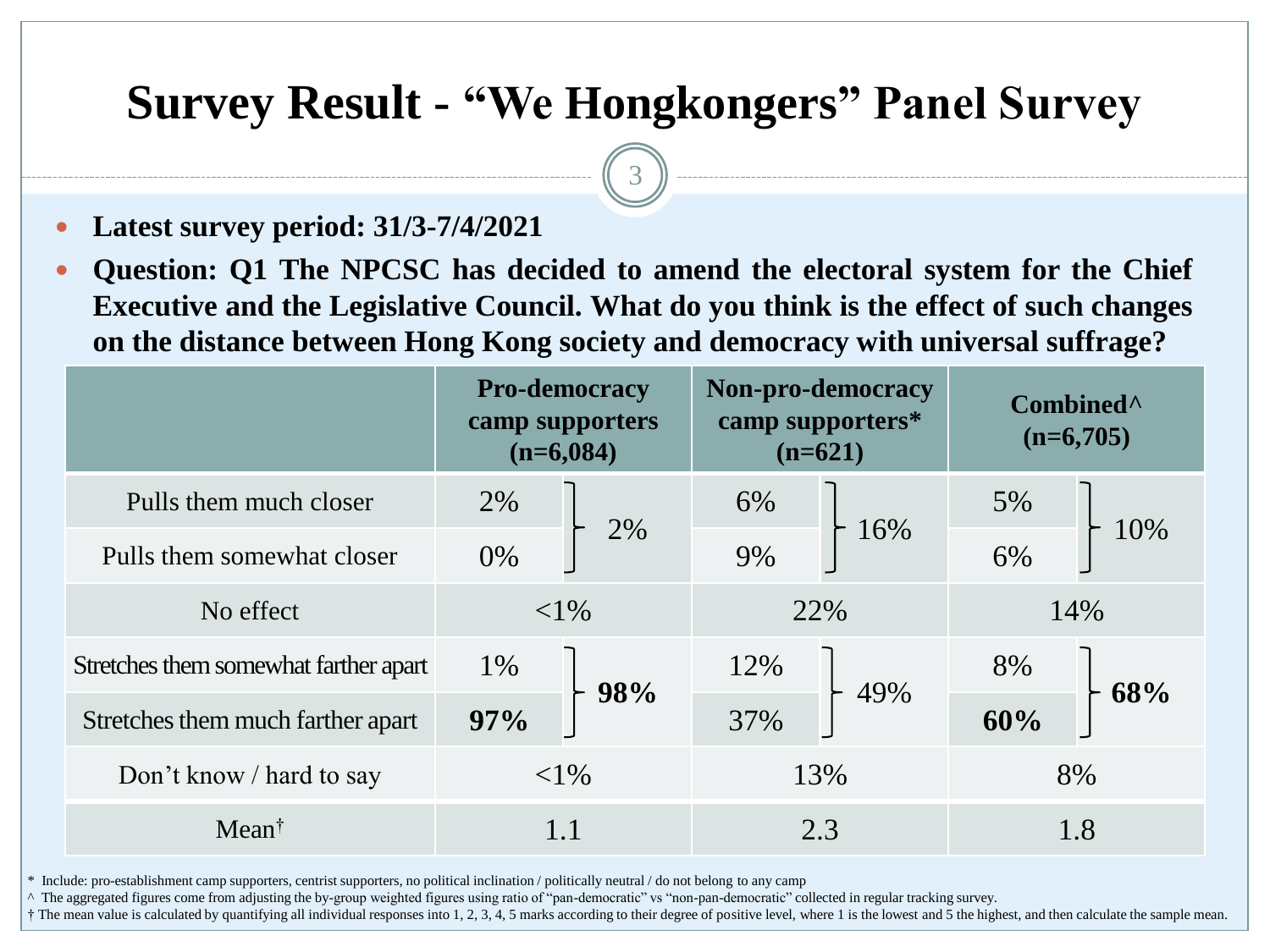# Survey Result - "We Hongkongers" Panel Survey

- **Latest survey period: 31/3-7/4/2021**
- **Question: Q1 The NPCSC has decided to amend the electoral system for the Chief Executive and the Legislative Council. What do you think is the effect of such changes on the distance between Hong Kong society and democracy with universal suffrage?**

| | **Pro-democracy camp supporters (n=6,084)** | | **Non-pro-democracy camp supporters* (n=621)** | | **Combined^ (n=6,705)** | |
|---|---|---|---|---|---|---|
| Pulls them much closer | 2% | 2% | 6% | 16% | 5% | 10% |
| Pulls them somewhat closer | 0% | | 9% | | 6% | |
| No effect | <1% | | 22% | | 14% | |
| Stretches them somewhat farther apart | 1% | **98%** | 12% | 49% | 8% | **68%** |
| Stretches them much farther apart | **97%** | | 37% | | **60%** | |
| Don't know / hard to say | <1% | | 13% | | 8% | |
| Mean† | 1.1 | | 2.3 | | 1.8 | |

\* Include: pro-establishment camp supporters, centrist supporters, no political inclination / politically neutral / do not belong to any camp

^ The aggregated figures come from adjusting the by-group weighted figures using ratio of "pan-democratic" vs "non-pan-democratic" collected in regular tracking survey.

† The mean value is calculated by quantifying all individual responses into 1, 2, 3, 4, 5 marks according to their degree of positive level, where 1 is the lowest and 5 the highest, and then calculate the sample mean.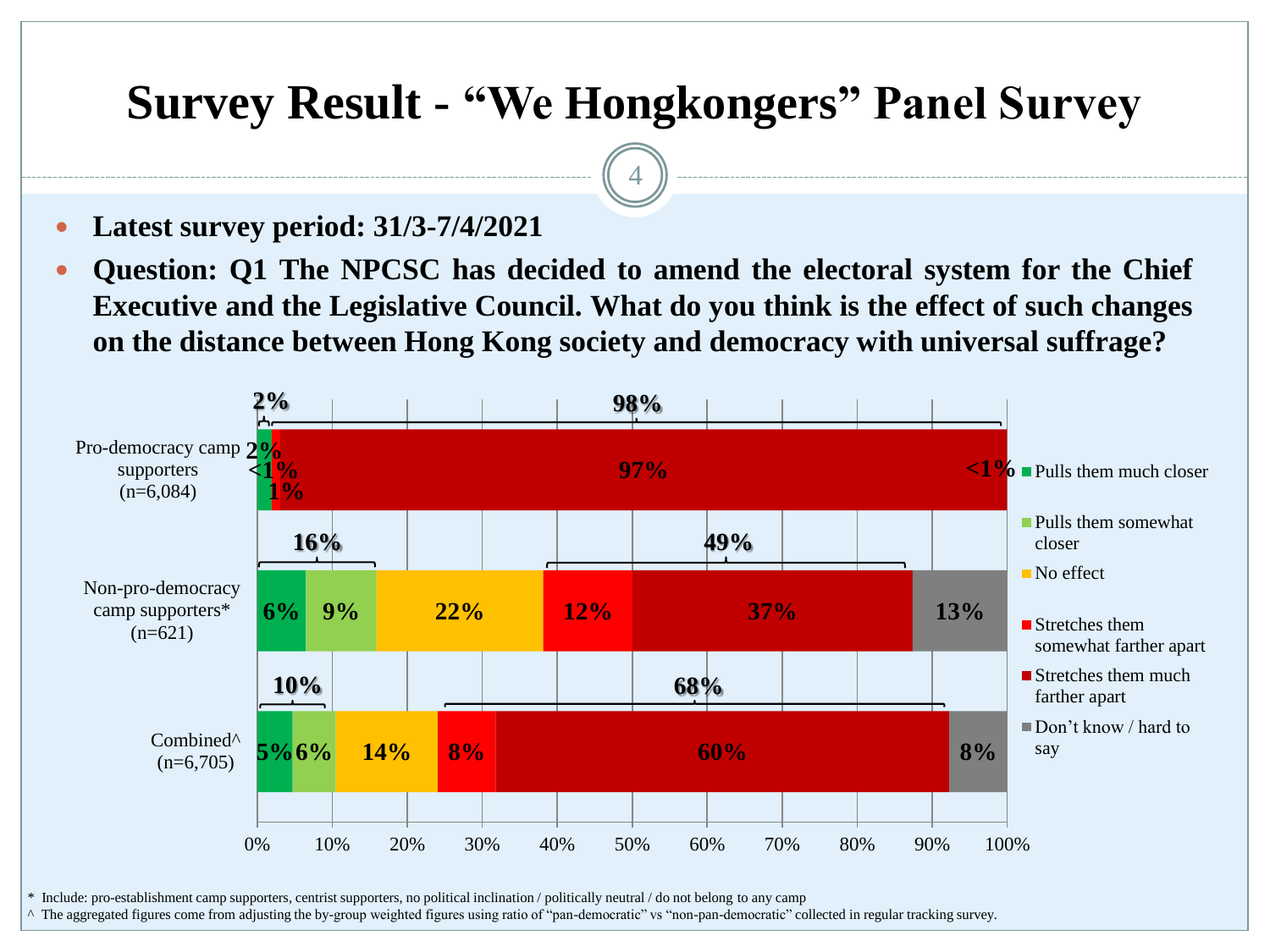# Survey Result - "We Hongkongers" Panel Survey

- **Latest survey period: 31/3-7/4/2021**
- **Question: Q1 The NPCSC has decided to amend the electoral system for the Chief Executive and the Legislative Council. What do you think is the effect of such changes on the distance between Hong Kong society and democracy with universal suffrage?**

| | Pulls them much closer | Pulls them somewhat closer | No effect | Stretches them somewhat farther apart | Stretches them much farther apart | Don't know / hard to say |
|---|---|---|---|---|---|---|
| Pro-democracy camp supporters (n=6,084) | 2% | <1% | | 1% | 97% | <1% |
| Non-pro-democracy camp supporters* (n=621) | 6% | 9% | 22% | 12% | 37% | 13% |
| Combined^ (n=6,705) | 5% | 6% | 14% | 8% | 60% | 8% |

Closer (combined): Pro-democracy camp supporters 2%; Non-pro-democracy camp supporters 16%; Combined 10%

Farther apart (combined): Pro-democracy camp supporters 98%; Non-pro-democracy camp supporters 49%; Combined 68%

\* Include: pro-establishment camp supporters, centrist supporters, no political inclination / politically neutral / do not belong to any camp

^ The aggregated figures come from adjusting the by-group weighted figures using ratio of "pan-democratic" vs "non-pan-democratic" collected in regular tracking survey.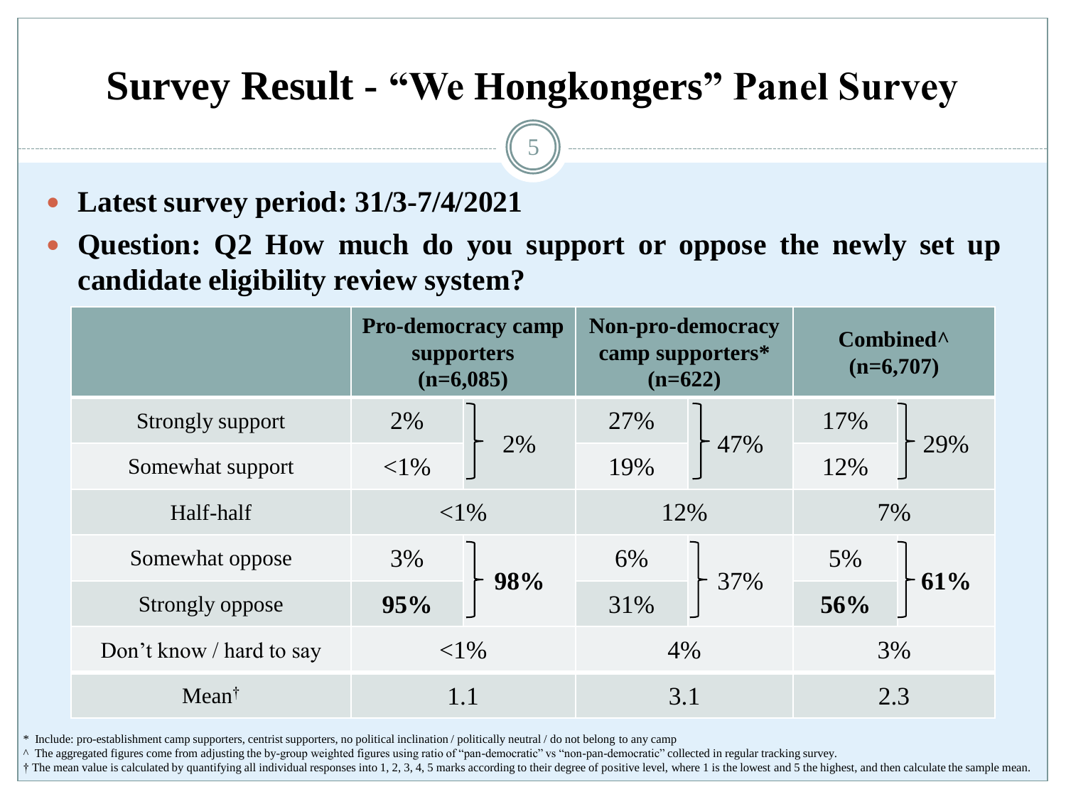# Survey Result - “We Hongkongers” Panel Survey

- **Latest survey period: 31/3-7/4/2021**
- **Question: Q2 How much do you support or oppose the newly set up candidate eligibility review system?**

| | Pro-democracy camp supporters (n=6,085) | | Non-pro-democracy camp supporters* (n=622) | | Combined^ (n=6,707) | |
|---|---|---|---|---|---|---|
| Strongly support | 2% | 2% | 27% | 47% | 17% | 29% |
| Somewhat support | <1% | | 19% | | 12% | |
| Half-half | <1% | | 12% | | 7% | |
| Somewhat oppose | 3% | **98%** | 6% | 37% | 5% | **61%** |
| Strongly oppose | **95%** | | 31% | | **56%** | |
| Don’t know / hard to say | <1% | | 4% | | 3% | |
| Mean† | 1.1 | | 3.1 | | 2.3 | |

\* Include: pro-establishment camp supporters, centrist supporters, no political inclination / politically neutral / do not belong to any camp

^ The aggregated figures come from adjusting the by-group weighted figures using ratio of “pan-democratic” vs “non-pan-democratic” collected in regular tracking survey.

† The mean value is calculated by quantifying all individual responses into 1, 2, 3, 4, 5 marks according to their degree of positive level, where 1 is the lowest and 5 the highest, and then calculate the sample mean.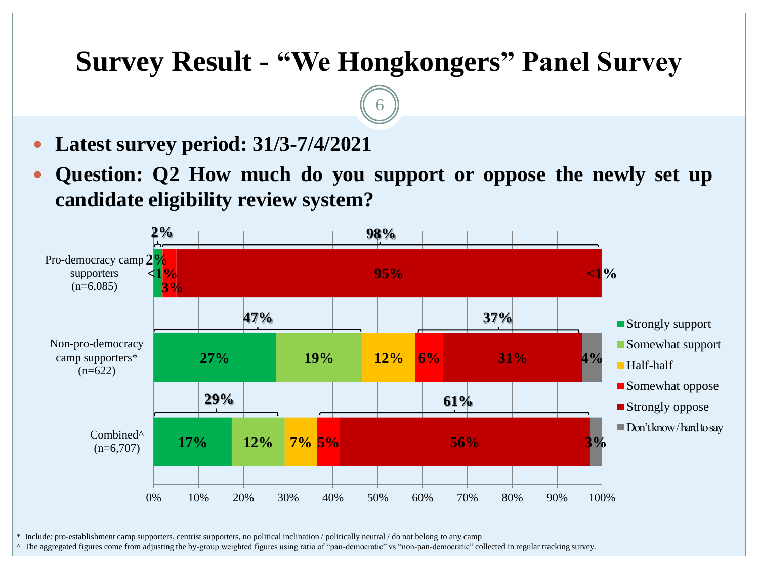# Survey Result - "We Hongkongers" Panel Survey

- **Latest survey period: 31/3-7/4/2021**
- **Question: Q2 How much do you support or oppose the newly set up candidate eligibility review system?**

Pro-democracy camp supporters (n=6,085)

2%

98%

2%

<1%

3%

95%

<1%

Non-pro-democracy camp supporters* (n=622)

47%

37%

27%

19%

12%

6%

31%

4%

Combined^ (n=6,707)

29%

61%

17%

12%

7%

5%

56%

3%

0% 10% 20% 30% 40% 50% 60% 70% 80% 90% 100%

Strongly support

Somewhat support

Half-half

Somewhat oppose

Strongly oppose

Don't know / hard to say

\* Include: pro-establishment camp supporters, centrist supporters, no political inclination / politically neutral / do not belong to any camp

^ The aggregated figures come from adjusting the by-group weighted figures using ratio of "pan-democratic" vs "non-pan-democratic" collected in regular tracking survey.